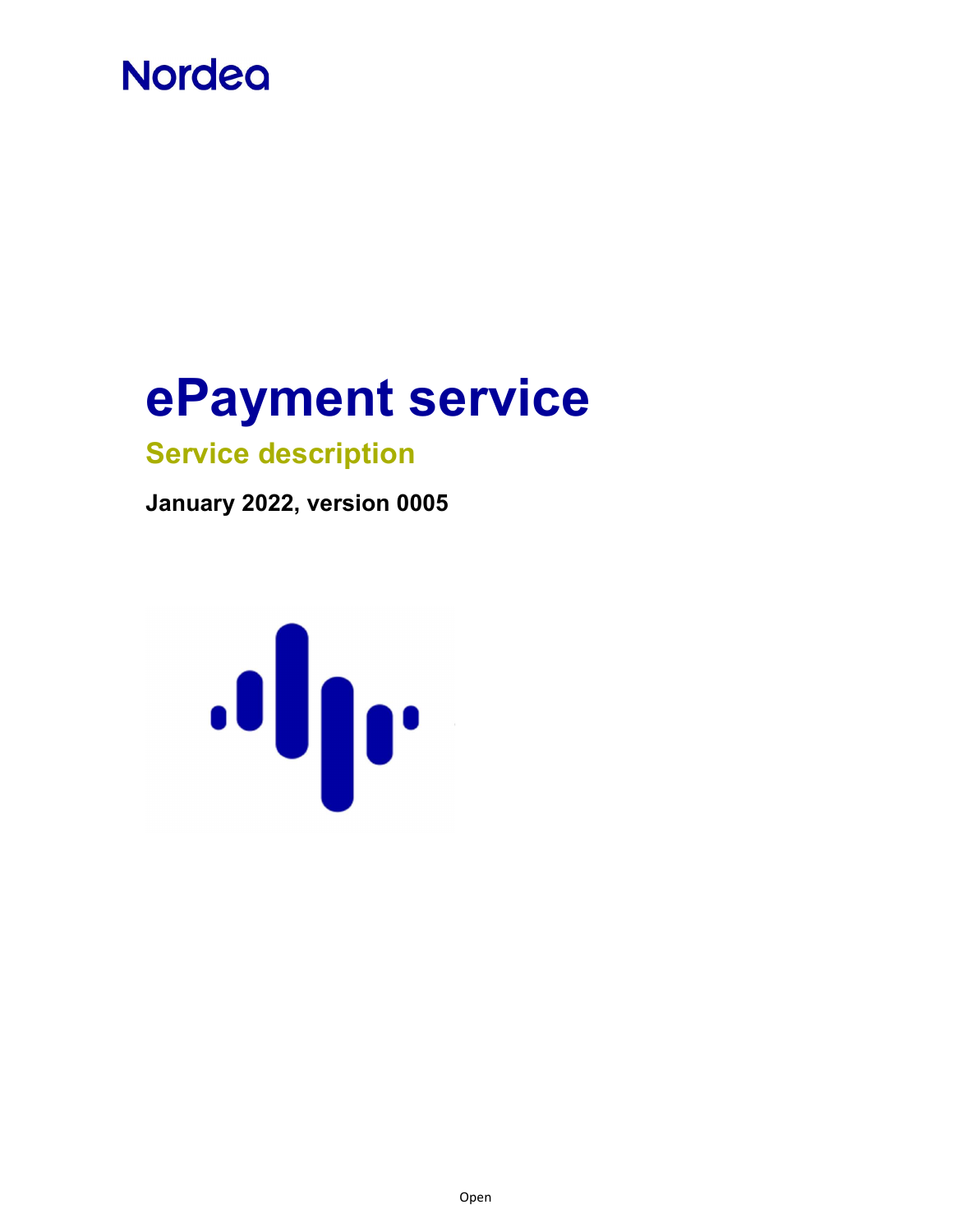Nordea

# ePayment service

## Service description

**January 2022, version 0005**

Open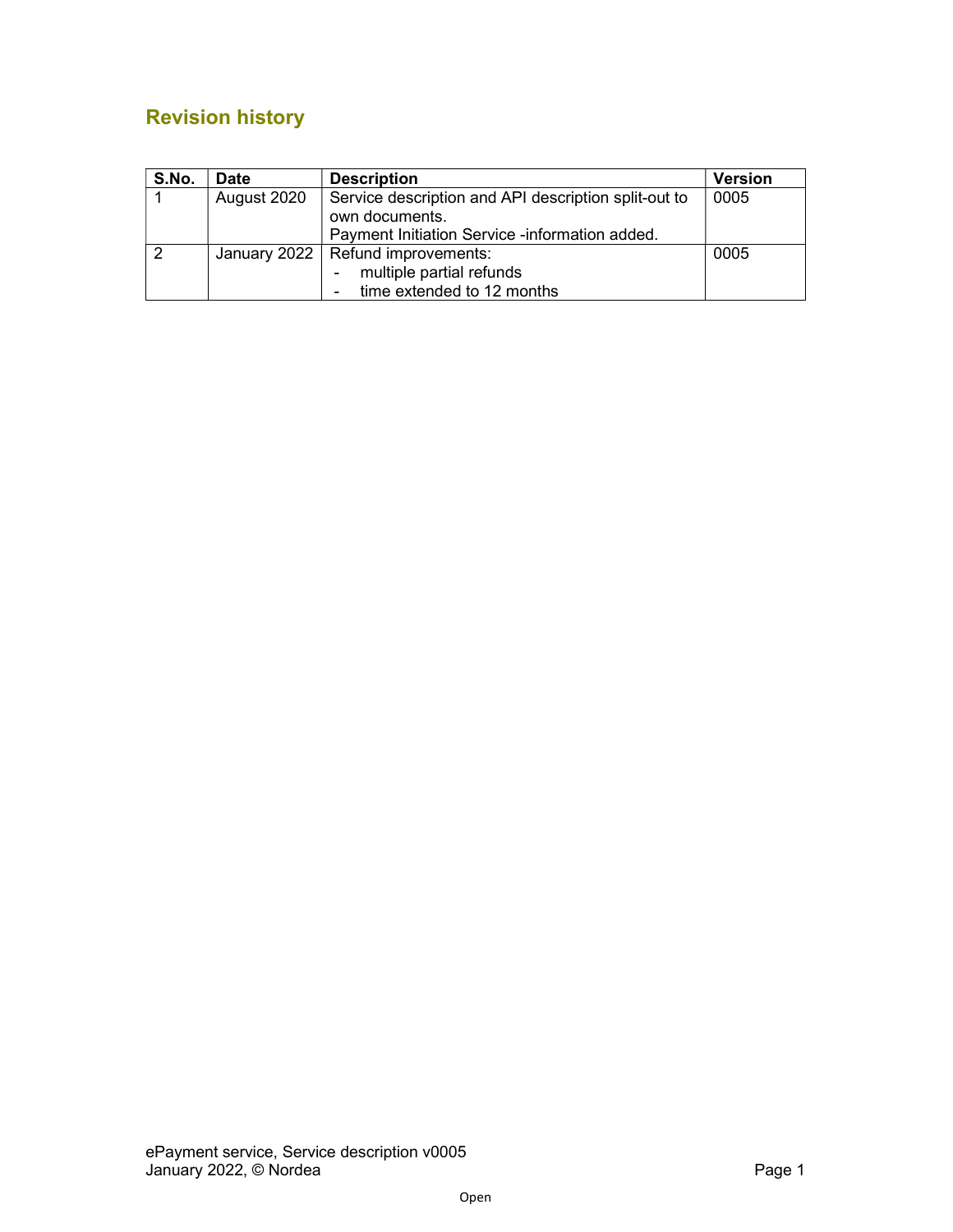## Revision history

| S.No. | Date | Description | Version |
|---|---|---|---|
| 1 | August 2020 | Service description and API description split-out to own documents.<br>Payment Initiation Service -information added. | 0005 |
| 2 | January 2022 | Refund improvements:<br>- multiple partial refunds<br>- time extended to 12 months | 0005 |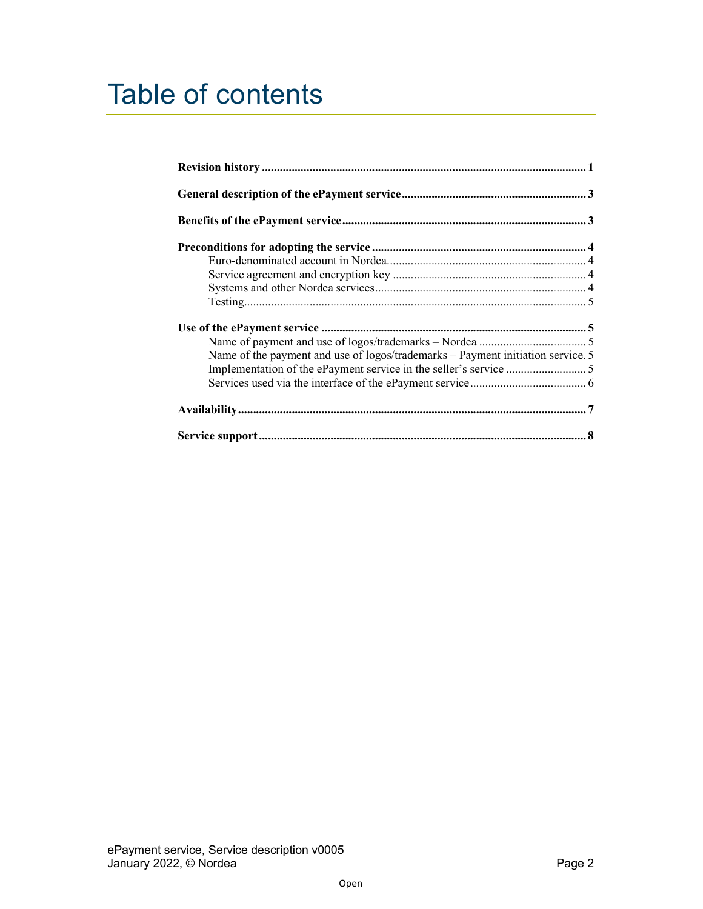# Table of contents

**Revision history** ........................................................................................................ **1**

**General description of the ePayment service** ............................................................ **3**

**Benefits of the ePayment service** ................................................................................ **3**

**Preconditions for adopting the service** ...................................................................... **4**

- Euro-denominated account in Nordea........................................................................ 4
- Service agreement and encryption key ...................................................................... 4
- Systems and other Nordea services............................................................................ 4
- Testing......................................................................................................................... 5

**Use of the ePayment service** ........................................................................................ **5**

- Name of payment and use of logos/trademarks – Nordea .......................................... 5
- Name of the payment and use of logos/trademarks – Payment initiation service. 5
- Implementation of the ePayment service in the seller's service ................................ 5
- Services used via the interface of the ePayment service............................................ 6

**Availability** .................................................................................................................... **7**

**Service support** ............................................................................................................ **8**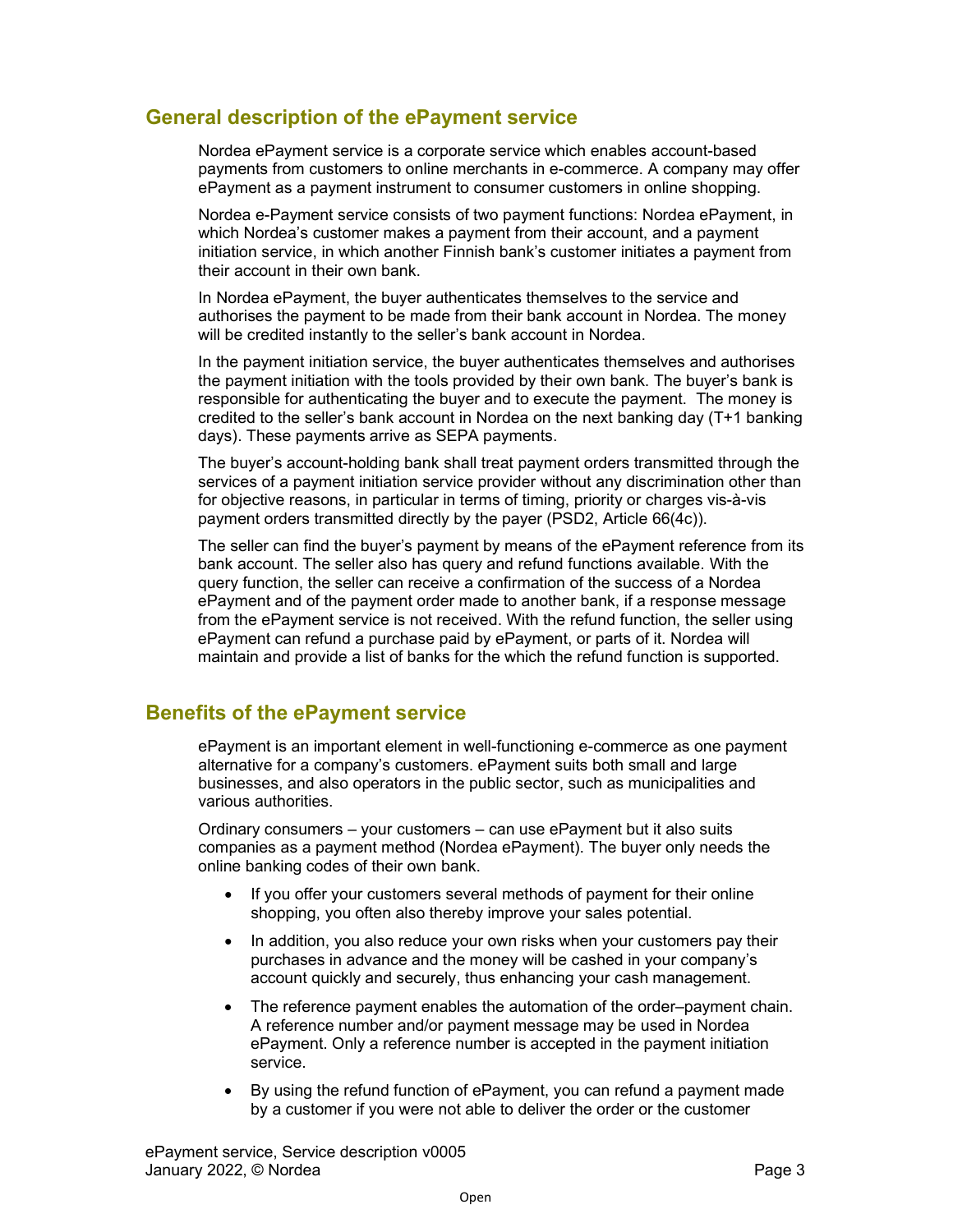## General description of the ePayment service

Nordea ePayment service is a corporate service which enables account-based payments from customers to online merchants in e-commerce. A company may offer ePayment as a payment instrument to consumer customers in online shopping.

Nordea e-Payment service consists of two payment functions: Nordea ePayment, in which Nordea's customer makes a payment from their account, and a payment initiation service, in which another Finnish bank's customer initiates a payment from their account in their own bank.

In Nordea ePayment, the buyer authenticates themselves to the service and authorises the payment to be made from their bank account in Nordea. The money will be credited instantly to the seller's bank account in Nordea.

In the payment initiation service, the buyer authenticates themselves and authorises the payment initiation with the tools provided by their own bank. The buyer's bank is responsible for authenticating the buyer and to execute the payment. The money is credited to the seller's bank account in Nordea on the next banking day (T+1 banking days). These payments arrive as SEPA payments.

The buyer's account-holding bank shall treat payment orders transmitted through the services of a payment initiation service provider without any discrimination other than for objective reasons, in particular in terms of timing, priority or charges vis-à-vis payment orders transmitted directly by the payer (PSD2, Article 66(4c)).

The seller can find the buyer's payment by means of the ePayment reference from its bank account. The seller also has query and refund functions available. With the query function, the seller can receive a confirmation of the success of a Nordea ePayment and of the payment order made to another bank, if a response message from the ePayment service is not received. With the refund function, the seller using ePayment can refund a purchase paid by ePayment, or parts of it. Nordea will maintain and provide a list of banks for the which the refund function is supported.

## Benefits of the ePayment service

ePayment is an important element in well-functioning e-commerce as one payment alternative for a company's customers. ePayment suits both small and large businesses, and also operators in the public sector, such as municipalities and various authorities.

Ordinary consumers – your customers – can use ePayment but it also suits companies as a payment method (Nordea ePayment). The buyer only needs the online banking codes of their own bank.

- If you offer your customers several methods of payment for their online shopping, you often also thereby improve your sales potential.
- In addition, you also reduce your own risks when your customers pay their purchases in advance and the money will be cashed in your company's account quickly and securely, thus enhancing your cash management.
- The reference payment enables the automation of the order–payment chain. A reference number and/or payment message may be used in Nordea ePayment. Only a reference number is accepted in the payment initiation service.
- By using the refund function of ePayment, you can refund a payment made by a customer if you were not able to deliver the order or the customer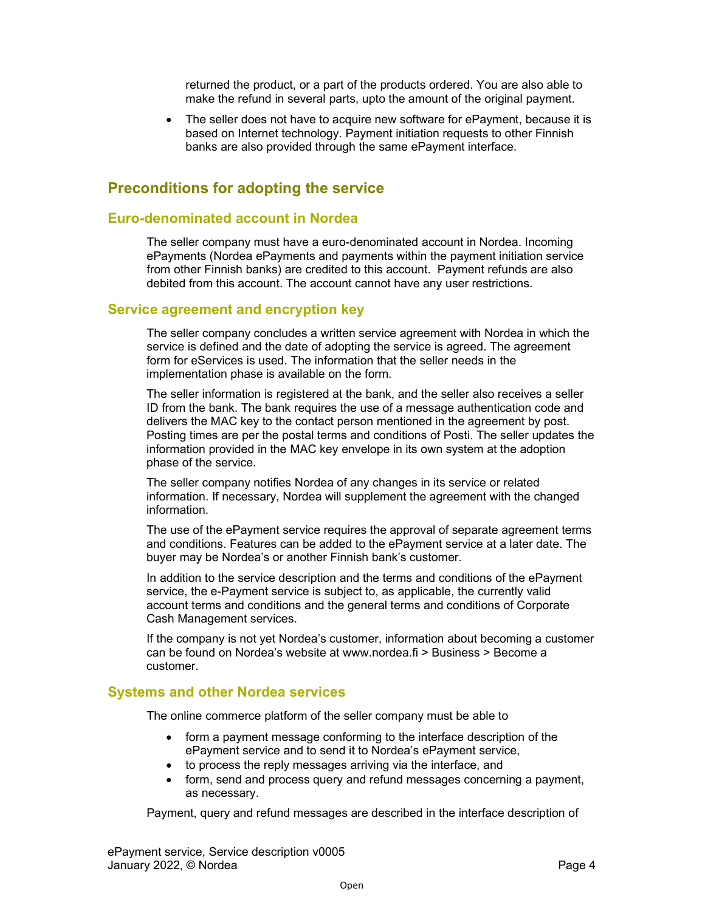returned the product, or a part of the products ordered. You are also able to make the refund in several parts, upto the amount of the original payment.

- The seller does not have to acquire new software for ePayment, because it is based on Internet technology. Payment initiation requests to other Finnish banks are also provided through the same ePayment interface.

## Preconditions for adopting the service

### Euro-denominated account in Nordea

The seller company must have a euro-denominated account in Nordea. Incoming ePayments (Nordea ePayments and payments within the payment initiation service from other Finnish banks) are credited to this account. Payment refunds are also debited from this account. The account cannot have any user restrictions.

### Service agreement and encryption key

The seller company concludes a written service agreement with Nordea in which the service is defined and the date of adopting the service is agreed. The agreement form for eServices is used. The information that the seller needs in the implementation phase is available on the form.

The seller information is registered at the bank, and the seller also receives a seller ID from the bank. The bank requires the use of a message authentication code and delivers the MAC key to the contact person mentioned in the agreement by post. Posting times are per the postal terms and conditions of Posti. The seller updates the information provided in the MAC key envelope in its own system at the adoption phase of the service.

The seller company notifies Nordea of any changes in its service or related information. If necessary, Nordea will supplement the agreement with the changed information.

The use of the ePayment service requires the approval of separate agreement terms and conditions. Features can be added to the ePayment service at a later date. The buyer may be Nordea's or another Finnish bank's customer.

In addition to the service description and the terms and conditions of the ePayment service, the e-Payment service is subject to, as applicable, the currently valid account terms and conditions and the general terms and conditions of Corporate Cash Management services.

If the company is not yet Nordea's customer, information about becoming a customer can be found on Nordea's website at www.nordea.fi > Business > Become a customer.

### Systems and other Nordea services

The online commerce platform of the seller company must be able to

- form a payment message conforming to the interface description of the ePayment service and to send it to Nordea's ePayment service,
- to process the reply messages arriving via the interface, and
- form, send and process query and refund messages concerning a payment, as necessary.

Payment, query and refund messages are described in the interface description of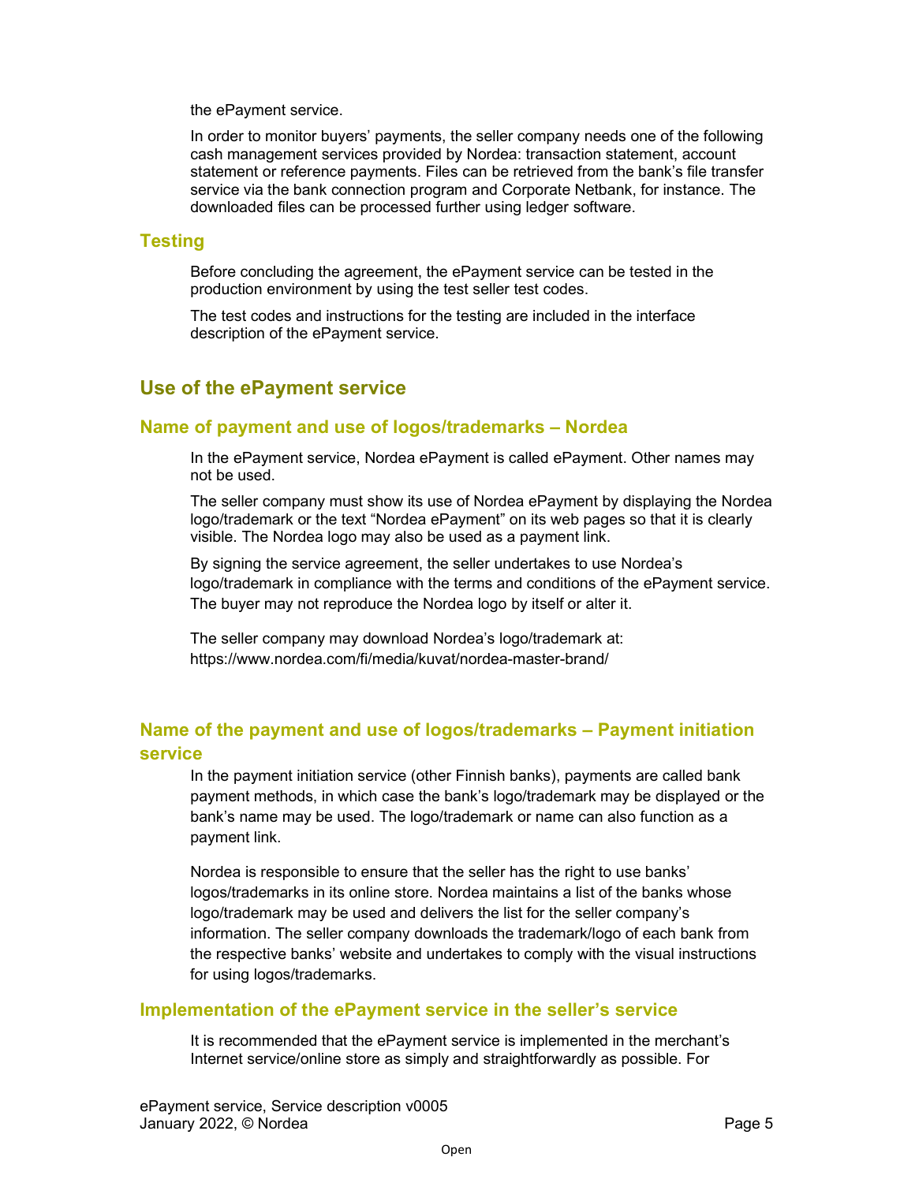the ePayment service.

In order to monitor buyers' payments, the seller company needs one of the following cash management services provided by Nordea: transaction statement, account statement or reference payments. Files can be retrieved from the bank's file transfer service via the bank connection program and Corporate Netbank, for instance. The downloaded files can be processed further using ledger software.

### Testing

Before concluding the agreement, the ePayment service can be tested in the production environment by using the test seller test codes.

The test codes and instructions for the testing are included in the interface description of the ePayment service.

## Use of the ePayment service

### Name of payment and use of logos/trademarks – Nordea

In the ePayment service, Nordea ePayment is called ePayment. Other names may not be used.

The seller company must show its use of Nordea ePayment by displaying the Nordea logo/trademark or the text "Nordea ePayment" on its web pages so that it is clearly visible. The Nordea logo may also be used as a payment link.

By signing the service agreement, the seller undertakes to use Nordea's logo/trademark in compliance with the terms and conditions of the ePayment service. The buyer may not reproduce the Nordea logo by itself or alter it.

The seller company may download Nordea's logo/trademark at: https://www.nordea.com/fi/media/kuvat/nordea-master-brand/

### Name of the payment and use of logos/trademarks – Payment initiation service

In the payment initiation service (other Finnish banks), payments are called bank payment methods, in which case the bank's logo/trademark may be displayed or the bank's name may be used. The logo/trademark or name can also function as a payment link.

Nordea is responsible to ensure that the seller has the right to use banks' logos/trademarks in its online store. Nordea maintains a list of the banks whose logo/trademark may be used and delivers the list for the seller company's information. The seller company downloads the trademark/logo of each bank from the respective banks' website and undertakes to comply with the visual instructions for using logos/trademarks.

### Implementation of the ePayment service in the seller's service

It is recommended that the ePayment service is implemented in the merchant's Internet service/online store as simply and straightforwardly as possible. For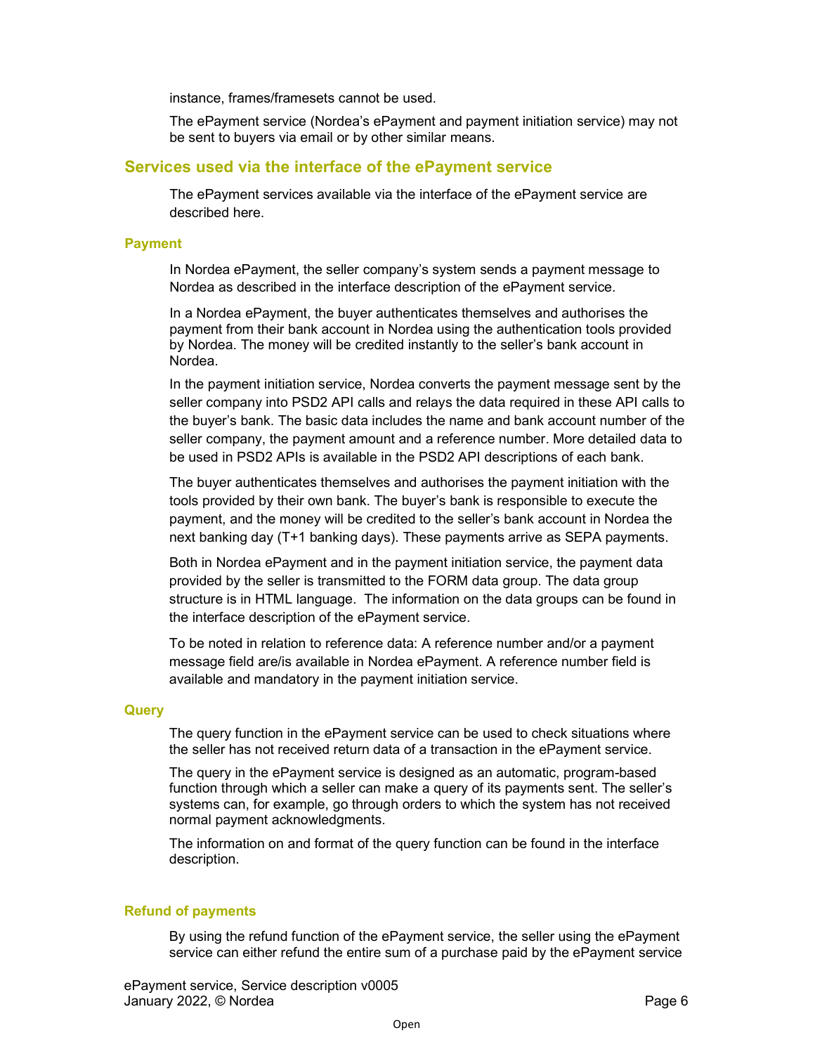instance, frames/framesets cannot be used.

The ePayment service (Nordea's ePayment and payment initiation service) may not be sent to buyers via email or by other similar means.

## Services used via the interface of the ePayment service

The ePayment services available via the interface of the ePayment service are described here.

### Payment

In Nordea ePayment, the seller company's system sends a payment message to Nordea as described in the interface description of the ePayment service.

In a Nordea ePayment, the buyer authenticates themselves and authorises the payment from their bank account in Nordea using the authentication tools provided by Nordea. The money will be credited instantly to the seller's bank account in Nordea.

In the payment initiation service, Nordea converts the payment message sent by the seller company into PSD2 API calls and relays the data required in these API calls to the buyer's bank. The basic data includes the name and bank account number of the seller company, the payment amount and a reference number. More detailed data to be used in PSD2 APIs is available in the PSD2 API descriptions of each bank.

The buyer authenticates themselves and authorises the payment initiation with the tools provided by their own bank. The buyer's bank is responsible to execute the payment, and the money will be credited to the seller's bank account in Nordea the next banking day (T+1 banking days). These payments arrive as SEPA payments.

Both in Nordea ePayment and in the payment initiation service, the payment data provided by the seller is transmitted to the FORM data group. The data group structure is in HTML language. The information on the data groups can be found in the interface description of the ePayment service.

To be noted in relation to reference data: A reference number and/or a payment message field are/is available in Nordea ePayment. A reference number field is available and mandatory in the payment initiation service.

### Query

The query function in the ePayment service can be used to check situations where the seller has not received return data of a transaction in the ePayment service.

The query in the ePayment service is designed as an automatic, program-based function through which a seller can make a query of its payments sent. The seller's systems can, for example, go through orders to which the system has not received normal payment acknowledgments.

The information on and format of the query function can be found in the interface description.

### Refund of payments

By using the refund function of the ePayment service, the seller using the ePayment service can either refund the entire sum of a purchase paid by the ePayment service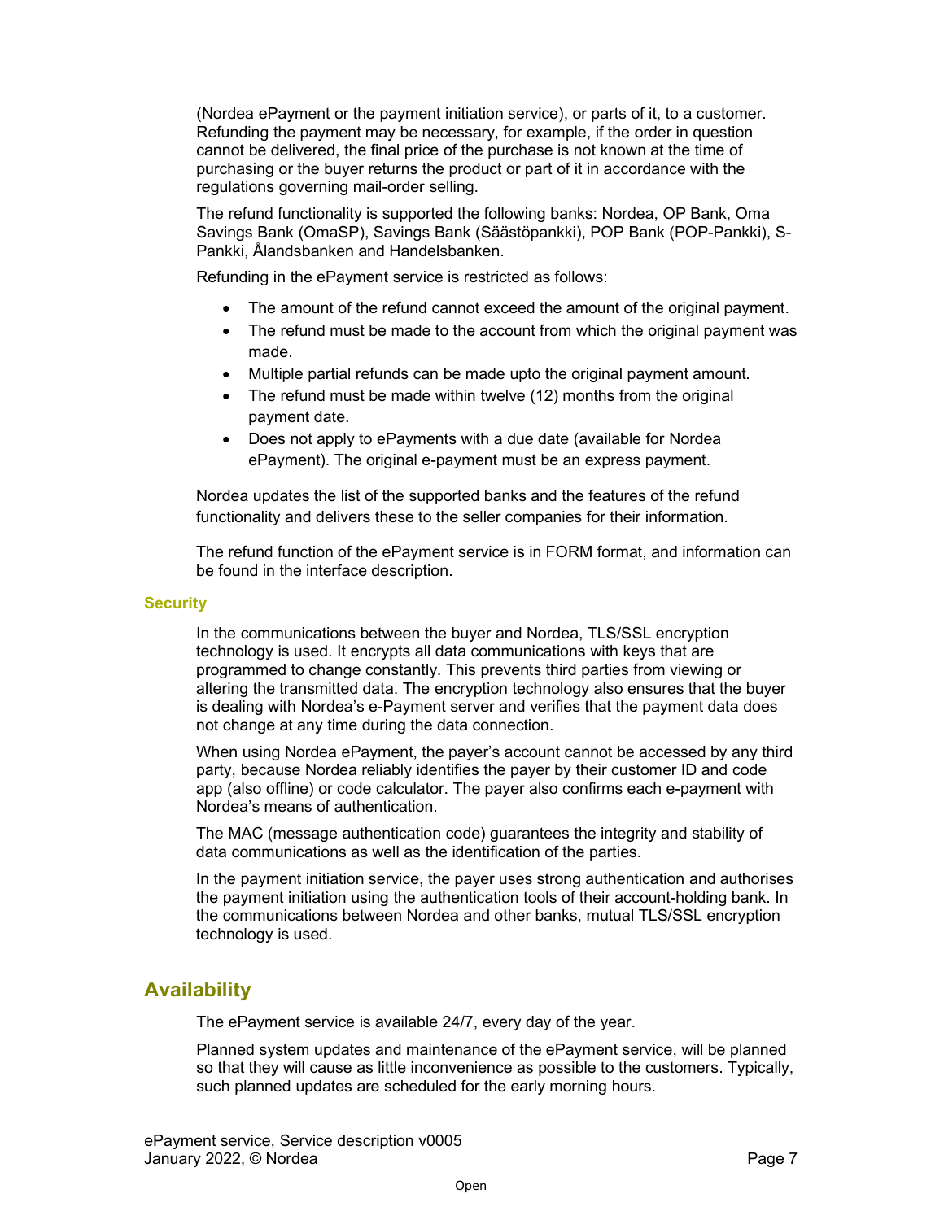(Nordea ePayment or the payment initiation service), or parts of it, to a customer. Refunding the payment may be necessary, for example, if the order in question cannot be delivered, the final price of the purchase is not known at the time of purchasing or the buyer returns the product or part of it in accordance with the regulations governing mail-order selling.

The refund functionality is supported the following banks: Nordea, OP Bank, Oma Savings Bank (OmaSP), Savings Bank (Säästöpankki), POP Bank (POP-Pankki), S-Pankki, Ålandsbanken and Handelsbanken.

Refunding in the ePayment service is restricted as follows:

- The amount of the refund cannot exceed the amount of the original payment.
- The refund must be made to the account from which the original payment was made.
- Multiple partial refunds can be made upto the original payment amount.
- The refund must be made within twelve (12) months from the original payment date.
- Does not apply to ePayments with a due date (available for Nordea ePayment). The original e-payment must be an express payment.

Nordea updates the list of the supported banks and the features of the refund functionality and delivers these to the seller companies for their information.

The refund function of the ePayment service is in FORM format, and information can be found in the interface description.

### Security

In the communications between the buyer and Nordea, TLS/SSL encryption technology is used. It encrypts all data communications with keys that are programmed to change constantly. This prevents third parties from viewing or altering the transmitted data. The encryption technology also ensures that the buyer is dealing with Nordea's e-Payment server and verifies that the payment data does not change at any time during the data connection.

When using Nordea ePayment, the payer's account cannot be accessed by any third party, because Nordea reliably identifies the payer by their customer ID and code app (also offline) or code calculator. The payer also confirms each e-payment with Nordea's means of authentication.

The MAC (message authentication code) guarantees the integrity and stability of data communications as well as the identification of the parties.

In the payment initiation service, the payer uses strong authentication and authorises the payment initiation using the authentication tools of their account-holding bank. In the communications between Nordea and other banks, mutual TLS/SSL encryption technology is used.

## Availability

The ePayment service is available 24/7, every day of the year.

Planned system updates and maintenance of the ePayment service, will be planned so that they will cause as little inconvenience as possible to the customers. Typically, such planned updates are scheduled for the early morning hours.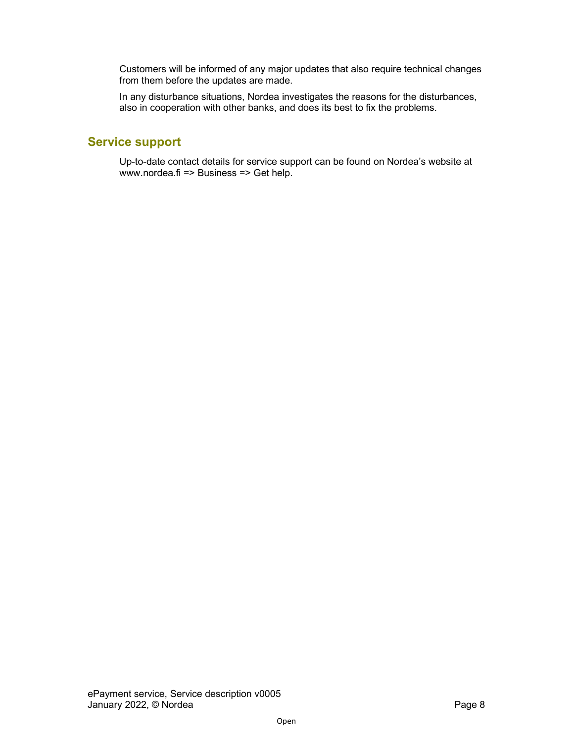Customers will be informed of any major updates that also require technical changes from them before the updates are made.

In any disturbance situations, Nordea investigates the reasons for the disturbances, also in cooperation with other banks, and does its best to fix the problems.

## Service support

Up-to-date contact details for service support can be found on Nordea's website at www.nordea.fi => Business => Get help.